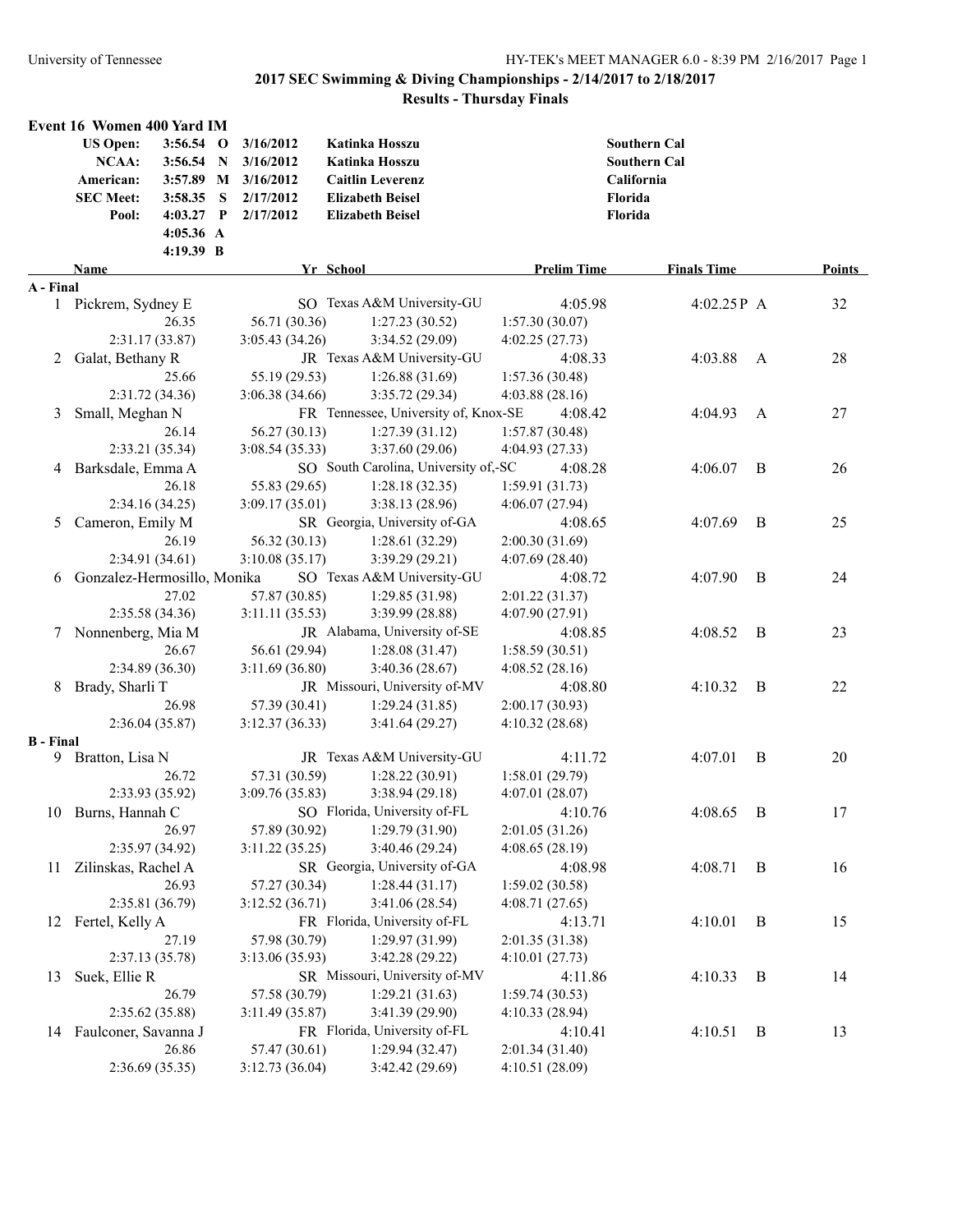# 2017 SEC Swimming & Diving Championships - 2/14/2017 to 2/18/2017

## Results - Thursday Finals

### Event 16 Women 400 Yard IM

| | Time | | Date | Name | School |
|---|---|---|---|---|---|
| US Open: | 3:56.54 | O | 3/16/2012 | Katinka Hosszu | Southern Cal |
| NCAA: | 3:56.54 | N | 3/16/2012 | Katinka Hosszu | Southern Cal |
| American: | 3:57.89 | M | 3/16/2012 | Caitlin Leverenz | California |
| SEC Meet: | 3:58.35 | S | 2/17/2012 | Elizabeth Beisel | Florida |
| Pool: | 4:03.27 | P | 2/17/2012 | Elizabeth Beisel | Florida |
| | 4:05.36 | A | | | |
| | 4:19.39 | B | | | |

| | Name | Yr | School | Prelim Time | Finals Time | | Points |
|---|---|---|---|---|---|---|---|
| **A - Final** | | | | | | | |
| 1 | Pickrem, Sydney E | SO | Texas A&M University-GU | 4:05.98 | 4:02.25P | A | 32 |
| | 26.35 | 56.71 (30.36) | 1:27.23 (30.52) | 1:57.30 (30.07) | | | |
| | 2:31.17 (33.87) | 3:05.43 (34.26) | 3:34.52 (29.09) | 4:02.25 (27.73) | | | |
| 2 | Galat, Bethany R | JR | Texas A&M University-GU | 4:08.33 | 4:03.88 | A | 28 |
| | 25.66 | 55.19 (29.53) | 1:26.88 (31.69) | 1:57.36 (30.48) | | | |
| | 2:31.72 (34.36) | 3:06.38 (34.66) | 3:35.72 (29.34) | 4:03.88 (28.16) | | | |
| 3 | Small, Meghan N | FR | Tennessee, University of, Knox-SE | 4:08.42 | 4:04.93 | A | 27 |
| | 26.14 | 56.27 (30.13) | 1:27.39 (31.12) | 1:57.87 (30.48) | | | |
| | 2:33.21 (35.34) | 3:08.54 (35.33) | 3:37.60 (29.06) | 4:04.93 (27.33) | | | |
| 4 | Barksdale, Emma A | SO | South Carolina, University of,-SC | 4:08.28 | 4:06.07 | B | 26 |
| | 26.18 | 55.83 (29.65) | 1:28.18 (32.35) | 1:59.91 (31.73) | | | |
| | 2:34.16 (34.25) | 3:09.17 (35.01) | 3:38.13 (28.96) | 4:06.07 (27.94) | | | |
| 5 | Cameron, Emily M | SR | Georgia, University of-GA | 4:08.65 | 4:07.69 | B | 25 |
| | 26.19 | 56.32 (30.13) | 1:28.61 (32.29) | 2:00.30 (31.69) | | | |
| | 2:34.91 (34.61) | 3:10.08 (35.17) | 3:39.29 (29.21) | 4:07.69 (28.40) | | | |
| 6 | Gonzalez-Hermosillo, Monika | SO | Texas A&M University-GU | 4:08.72 | 4:07.90 | B | 24 |
| | 27.02 | 57.87 (30.85) | 1:29.85 (31.98) | 2:01.22 (31.37) | | | |
| | 2:35.58 (34.36) | 3:11.11 (35.53) | 3:39.99 (28.88) | 4:07.90 (27.91) | | | |
| 7 | Nonnenberg, Mia M | JR | Alabama, University of-SE | 4:08.85 | 4:08.52 | B | 23 |
| | 26.67 | 56.61 (29.94) | 1:28.08 (31.47) | 1:58.59 (30.51) | | | |
| | 2:34.89 (36.30) | 3:11.69 (36.80) | 3:40.36 (28.67) | 4:08.52 (28.16) | | | |
| 8 | Brady, Sharli T | JR | Missouri, University of-MV | 4:08.80 | 4:10.32 | B | 22 |
| | 26.98 | 57.39 (30.41) | 1:29.24 (31.85) | 2:00.17 (30.93) | | | |
| | 2:36.04 (35.87) | 3:12.37 (36.33) | 3:41.64 (29.27) | 4:10.32 (28.68) | | | |
| **B - Final** | | | | | | | |
| 9 | Bratton, Lisa N | JR | Texas A&M University-GU | 4:11.72 | 4:07.01 | B | 20 |
| | 26.72 | 57.31 (30.59) | 1:28.22 (30.91) | 1:58.01 (29.79) | | | |
| | 2:33.93 (35.92) | 3:09.76 (35.83) | 3:38.94 (29.18) | 4:07.01 (28.07) | | | |
| 10 | Burns, Hannah C | SO | Florida, University of-FL | 4:10.76 | 4:08.65 | B | 17 |
| | 26.97 | 57.89 (30.92) | 1:29.79 (31.90) | 2:01.05 (31.26) | | | |
| | 2:35.97 (34.92) | 3:11.22 (35.25) | 3:40.46 (29.24) | 4:08.65 (28.19) | | | |
| 11 | Zilinskas, Rachel A | SR | Georgia, University of-GA | 4:08.98 | 4:08.71 | B | 16 |
| | 26.93 | 57.27 (30.34) | 1:28.44 (31.17) | 1:59.02 (30.58) | | | |
| | 2:35.81 (36.79) | 3:12.52 (36.71) | 3:41.06 (28.54) | 4:08.71 (27.65) | | | |
| 12 | Fertel, Kelly A | FR | Florida, University of-FL | 4:13.71 | 4:10.01 | B | 15 |
| | 27.19 | 57.98 (30.79) | 1:29.97 (31.99) | 2:01.35 (31.38) | | | |
| | 2:37.13 (35.78) | 3:13.06 (35.93) | 3:42.28 (29.22) | 4:10.01 (27.73) | | | |
| 13 | Suek, Ellie R | SR | Missouri, University of-MV | 4:11.86 | 4:10.33 | B | 14 |
| | 26.79 | 57.58 (30.79) | 1:29.21 (31.63) | 1:59.74 (30.53) | | | |
| | 2:35.62 (35.88) | 3:11.49 (35.87) | 3:41.39 (29.90) | 4:10.33 (28.94) | | | |
| 14 | Faulconer, Savanna J | FR | Florida, University of-FL | 4:10.41 | 4:10.51 | B | 13 |
| | 26.86 | 57.47 (30.61) | 1:29.94 (32.47) | 2:01.34 (31.40) | | | |
| | 2:36.69 (35.35) | 3:12.73 (36.04) | 3:42.42 (29.69) | 4:10.51 (28.09) | | | |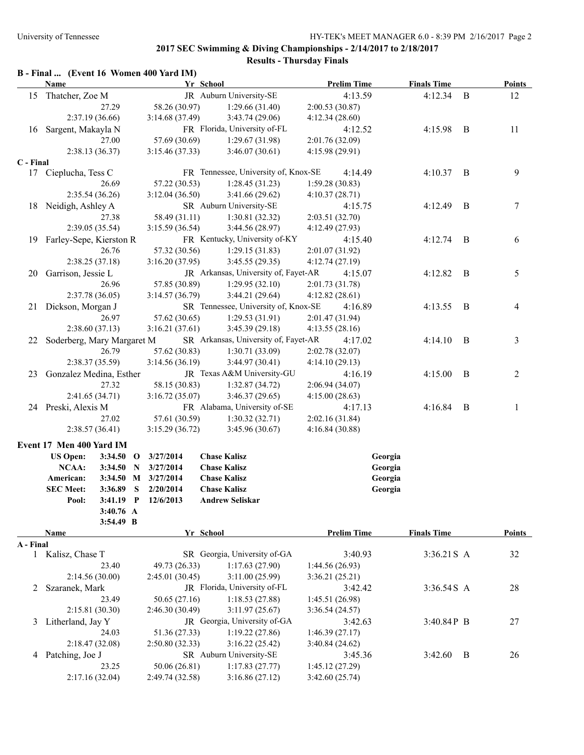## 2017 SEC Swimming & Diving Championships - 2/14/2017 to 2/18/2017

### Results - Thursday Finals

**B - Final ... (Event 16 Women 400 Yard IM)**

| | Name | Yr | School | Prelim Time | Finals Time | | Points |
|---|---|---|---|---|---|---|---|
| 15 | Thatcher, Zoe M | JR | Auburn University-SE | 4:13.59 | 4:12.34 | B | 12 |
| | 27.29 | 58.26 (30.97) | 1:29.66 (31.40) | 2:00.53 (30.87) | | | |
| | 2:37.19 (36.66) | 3:14.68 (37.49) | 3:43.74 (29.06) | 4:12.34 (28.60) | | | |
| 16 | Sargent, Makayla N | FR | Florida, University of-FL | 4:12.52 | 4:15.98 | B | 11 |
| | 27.00 | 57.69 (30.69) | 1:29.67 (31.98) | 2:01.76 (32.09) | | | |
| | 2:38.13 (36.37) | 3:15.46 (37.33) | 3:46.07 (30.61) | 4:15.98 (29.91) | | | |

**C - Final**

| | Name | Yr | School | Prelim Time | Finals Time | | Points |
|---|---|---|---|---|---|---|---|
| 17 | Cieplucha, Tess C | FR | Tennessee, University of, Knox-SE | 4:14.49 | 4:10.37 | B | 9 |
| | 26.69 | 57.22 (30.53) | 1:28.45 (31.23) | 1:59.28 (30.83) | | | |
| | 2:35.54 (36.26) | 3:12.04 (36.50) | 3:41.66 (29.62) | 4:10.37 (28.71) | | | |
| 18 | Neidigh, Ashley A | SR | Auburn University-SE | 4:15.75 | 4:12.49 | B | 7 |
| | 27.38 | 58.49 (31.11) | 1:30.81 (32.32) | 2:03.51 (32.70) | | | |
| | 2:39.05 (35.54) | 3:15.59 (36.54) | 3:44.56 (28.97) | 4:12.49 (27.93) | | | |
| 19 | Farley-Sepe, Kierston R | FR | Kentucky, University of-KY | 4:15.40 | 4:12.74 | B | 6 |
| | 26.76 | 57.32 (30.56) | 1:29.15 (31.83) | 2:01.07 (31.92) | | | |
| | 2:38.25 (37.18) | 3:16.20 (37.95) | 3:45.55 (29.35) | 4:12.74 (27.19) | | | |
| 20 | Garrison, Jessie L | JR | Arkansas, University of, Fayet-AR | 4:15.07 | 4:12.82 | B | 5 |
| | 26.96 | 57.85 (30.89) | 1:29.95 (32.10) | 2:01.73 (31.78) | | | |
| | 2:37.78 (36.05) | 3:14.57 (36.79) | 3:44.21 (29.64) | 4:12.82 (28.61) | | | |
| 21 | Dickson, Morgan J | SR | Tennessee, University of, Knox-SE | 4:16.89 | 4:13.55 | B | 4 |
| | 26.97 | 57.62 (30.65) | 1:29.53 (31.91) | 2:01.47 (31.94) | | | |
| | 2:38.60 (37.13) | 3:16.21 (37.61) | 3:45.39 (29.18) | 4:13.55 (28.16) | | | |
| 22 | Soderberg, Mary Margaret M | SR | Arkansas, University of, Fayet-AR | 4:17.02 | 4:14.10 | B | 3 |
| | 26.79 | 57.62 (30.83) | 1:30.71 (33.09) | 2:02.78 (32.07) | | | |
| | 2:38.37 (35.59) | 3:14.56 (36.19) | 3:44.97 (30.41) | 4:14.10 (29.13) | | | |
| 23 | Gonzalez Medina, Esther | JR | Texas A&M University-GU | 4:16.19 | 4:15.00 | B | 2 |
| | 27.32 | 58.15 (30.83) | 1:32.87 (34.72) | 2:06.94 (34.07) | | | |
| | 2:41.65 (34.71) | 3:16.72 (35.07) | 3:46.37 (29.65) | 4:15.00 (28.63) | | | |
| 24 | Preski, Alexis M | FR | Alabama, University of-SE | 4:17.13 | 4:16.84 | B | 1 |
| | 27.02 | 57.61 (30.59) | 1:30.32 (32.71) | 2:02.16 (31.84) | | | |
| | 2:38.57 (36.41) | 3:15.29 (36.72) | 3:45.96 (30.67) | 4:16.84 (30.88) | | | |

**Event 17 Men 400 Yard IM**

| | Time | | Date | Name | Team |
|---|---|---|---|---|---|
| **US Open:** | 3:34.50 | O | 3/27/2014 | **Chase Kalisz** | Georgia |
| **NCAA:** | 3:34.50 | N | 3/27/2014 | **Chase Kalisz** | Georgia |
| **American:** | 3:34.50 | M | 3/27/2014 | **Chase Kalisz** | Georgia |
| **SEC Meet:** | 3:36.89 | S | 2/20/2014 | **Chase Kalisz** | Georgia |
| **Pool:** | 3:41.19 | P | 12/6/2013 | **Andrew Seliskar** | |
| | 3:40.76 | A | | | |
| | 3:54.49 | B | | | |

**A - Final**

| | Name | Yr | School | Prelim Time | Finals Time | | Points |
|---|---|---|---|---|---|---|---|
| 1 | Kalisz, Chase T | SR | Georgia, University of-GA | 3:40.93 | 3:36.21S | A | 32 |
| | 23.40 | 49.73 (26.33) | 1:17.63 (27.90) | 1:44.56 (26.93) | | | |
| | 2:14.56 (30.00) | 2:45.01 (30.45) | 3:11.00 (25.99) | 3:36.21 (25.21) | | | |
| 2 | Szaranek, Mark | JR | Florida, University of-FL | 3:42.42 | 3:36.54S | A | 28 |
| | 23.49 | 50.65 (27.16) | 1:18.53 (27.88) | 1:45.51 (26.98) | | | |
| | 2:15.81 (30.30) | 2:46.30 (30.49) | 3:11.97 (25.67) | 3:36.54 (24.57) | | | |
| 3 | Litherland, Jay Y | JR | Georgia, University of-GA | 3:42.63 | 3:40.84P | B | 27 |
| | 24.03 | 51.36 (27.33) | 1:19.22 (27.86) | 1:46.39 (27.17) | | | |
| | 2:18.47 (32.08) | 2:50.80 (32.33) | 3:16.22 (25.42) | 3:40.84 (24.62) | | | |
| 4 | Patching, Joe J | SR | Auburn University-SE | 3:45.36 | 3:42.60 | B | 26 |
| | 23.25 | 50.06 (26.81) | 1:17.83 (27.77) | 1:45.12 (27.29) | | | |
| | 2:17.16 (32.04) | 2:49.74 (32.58) | 3:16.86 (27.12) | 3:42.60 (25.74) | | | |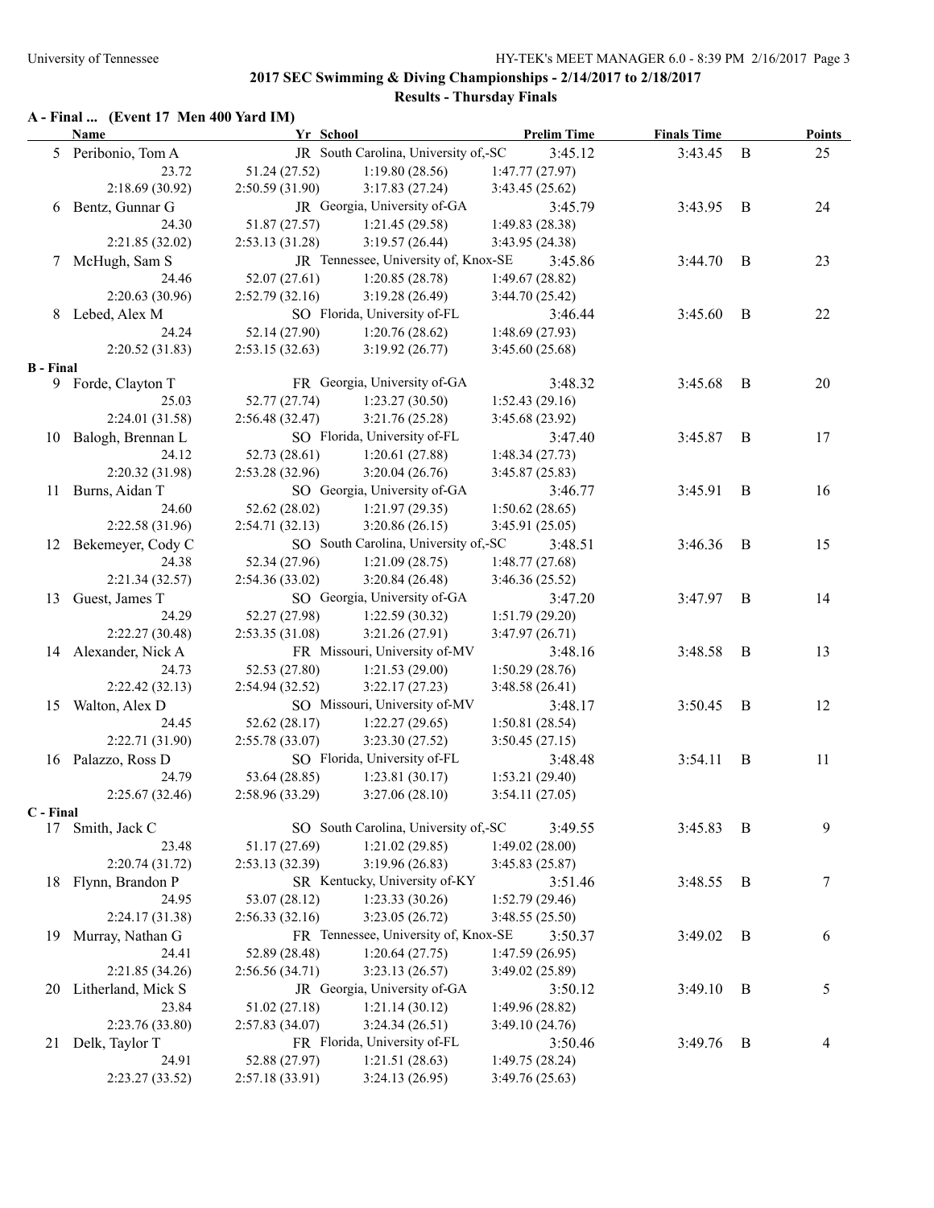## 2017 SEC Swimming & Diving Championships - 2/14/2017 to 2/18/2017

### Results - Thursday Finals

**A - Final ... (Event 17 Men 400 Yard IM)**

| Name | Yr | School | Prelim Time | Finals Time | | Points |
|---|---|---|---|---|---|---|
| 5 Peribonio, Tom A | JR | South Carolina, University of,-SC | 3:45.12 | 3:43.45 | B | 25 |
| 23.72 | 51.24 (27.52) | 1:19.80 (28.56) | 1:47.77 (27.97) | | | |
| 2:18.69 (30.92) | 2:50.59 (31.90) | 3:17.83 (27.24) | 3:43.45 (25.62) | | | |
| 6 Bentz, Gunnar G | JR | Georgia, University of-GA | 3:45.79 | 3:43.95 | B | 24 |
| 24.30 | 51.87 (27.57) | 1:21.45 (29.58) | 1:49.83 (28.38) | | | |
| 2:21.85 (32.02) | 2:53.13 (31.28) | 3:19.57 (26.44) | 3:43.95 (24.38) | | | |
| 7 McHugh, Sam S | JR | Tennessee, University of, Knox-SE | 3:45.86 | 3:44.70 | B | 23 |
| 24.46 | 52.07 (27.61) | 1:20.85 (28.78) | 1:49.67 (28.82) | | | |
| 2:20.63 (30.96) | 2:52.79 (32.16) | 3:19.28 (26.49) | 3:44.70 (25.42) | | | |
| 8 Lebed, Alex M | SO | Florida, University of-FL | 3:46.44 | 3:45.60 | B | 22 |
| 24.24 | 52.14 (27.90) | 1:20.76 (28.62) | 1:48.69 (27.93) | | | |
| 2:20.52 (31.83) | 2:53.15 (32.63) | 3:19.92 (26.77) | 3:45.60 (25.68) | | | |
| **B - Final** | | | | | | |
| 9 Forde, Clayton T | FR | Georgia, University of-GA | 3:48.32 | 3:45.68 | B | 20 |
| 25.03 | 52.77 (27.74) | 1:23.27 (30.50) | 1:52.43 (29.16) | | | |
| 2:24.01 (31.58) | 2:56.48 (32.47) | 3:21.76 (25.28) | 3:45.68 (23.92) | | | |
| 10 Balogh, Brennan L | SO | Florida, University of-FL | 3:47.40 | 3:45.87 | B | 17 |
| 24.12 | 52.73 (28.61) | 1:20.61 (27.88) | 1:48.34 (27.73) | | | |
| 2:20.32 (31.98) | 2:53.28 (32.96) | 3:20.04 (26.76) | 3:45.87 (25.83) | | | |
| 11 Burns, Aidan T | SO | Georgia, University of-GA | 3:46.77 | 3:45.91 | B | 16 |
| 24.60 | 52.62 (28.02) | 1:21.97 (29.35) | 1:50.62 (28.65) | | | |
| 2:22.58 (31.96) | 2:54.71 (32.13) | 3:20.86 (26.15) | 3:45.91 (25.05) | | | |
| 12 Bekemeyer, Cody C | SO | South Carolina, University of,-SC | 3:48.51 | 3:46.36 | B | 15 |
| 24.38 | 52.34 (27.96) | 1:21.09 (28.75) | 1:48.77 (27.68) | | | |
| 2:21.34 (32.57) | 2:54.36 (33.02) | 3:20.84 (26.48) | 3:46.36 (25.52) | | | |
| 13 Guest, James T | SO | Georgia, University of-GA | 3:47.20 | 3:47.97 | B | 14 |
| 24.29 | 52.27 (27.98) | 1:22.59 (30.32) | 1:51.79 (29.20) | | | |
| 2:22.27 (30.48) | 2:53.35 (31.08) | 3:21.26 (27.91) | 3:47.97 (26.71) | | | |
| 14 Alexander, Nick A | FR | Missouri, University of-MV | 3:48.16 | 3:48.58 | B | 13 |
| 24.73 | 52.53 (27.80) | 1:21.53 (29.00) | 1:50.29 (28.76) | | | |
| 2:22.42 (32.13) | 2:54.94 (32.52) | 3:22.17 (27.23) | 3:48.58 (26.41) | | | |
| 15 Walton, Alex D | SO | Missouri, University of-MV | 3:48.17 | 3:50.45 | B | 12 |
| 24.45 | 52.62 (28.17) | 1:22.27 (29.65) | 1:50.81 (28.54) | | | |
| 2:22.71 (31.90) | 2:55.78 (33.07) | 3:23.30 (27.52) | 3:50.45 (27.15) | | | |
| 16 Palazzo, Ross D | SO | Florida, University of-FL | 3:48.48 | 3:54.11 | B | 11 |
| 24.79 | 53.64 (28.85) | 1:23.81 (30.17) | 1:53.21 (29.40) | | | |
| 2:25.67 (32.46) | 2:58.96 (33.29) | 3:27.06 (28.10) | 3:54.11 (27.05) | | | |
| **C - Final** | | | | | | |
| 17 Smith, Jack C | SO | South Carolina, University of,-SC | 3:49.55 | 3:45.83 | B | 9 |
| 23.48 | 51.17 (27.69) | 1:21.02 (29.85) | 1:49.02 (28.00) | | | |
| 2:20.74 (31.72) | 2:53.13 (32.39) | 3:19.96 (26.83) | 3:45.83 (25.87) | | | |
| 18 Flynn, Brandon P | SR | Kentucky, University of-KY | 3:51.46 | 3:48.55 | B | 7 |
| 24.95 | 53.07 (28.12) | 1:23.33 (30.26) | 1:52.79 (29.46) | | | |
| 2:24.17 (31.38) | 2:56.33 (32.16) | 3:23.05 (26.72) | 3:48.55 (25.50) | | | |
| 19 Murray, Nathan G | FR | Tennessee, University of, Knox-SE | 3:50.37 | 3:49.02 | B | 6 |
| 24.41 | 52.89 (28.48) | 1:20.64 (27.75) | 1:47.59 (26.95) | | | |
| 2:21.85 (34.26) | 2:56.56 (34.71) | 3:23.13 (26.57) | 3:49.02 (25.89) | | | |
| 20 Litherland, Mick S | JR | Georgia, University of-GA | 3:50.12 | 3:49.10 | B | 5 |
| 23.84 | 51.02 (27.18) | 1:21.14 (30.12) | 1:49.96 (28.82) | | | |
| 2:23.76 (33.80) | 2:57.83 (34.07) | 3:24.34 (26.51) | 3:49.10 (24.76) | | | |
| 21 Delk, Taylor T | FR | Florida, University of-FL | 3:50.46 | 3:49.76 | B | 4 |
| 24.91 | 52.88 (27.97) | 1:21.51 (28.63) | 1:49.75 (28.24) | | | |
| 2:23.27 (33.52) | 2:57.18 (33.91) | 3:24.13 (26.95) | 3:49.76 (25.63) | | | |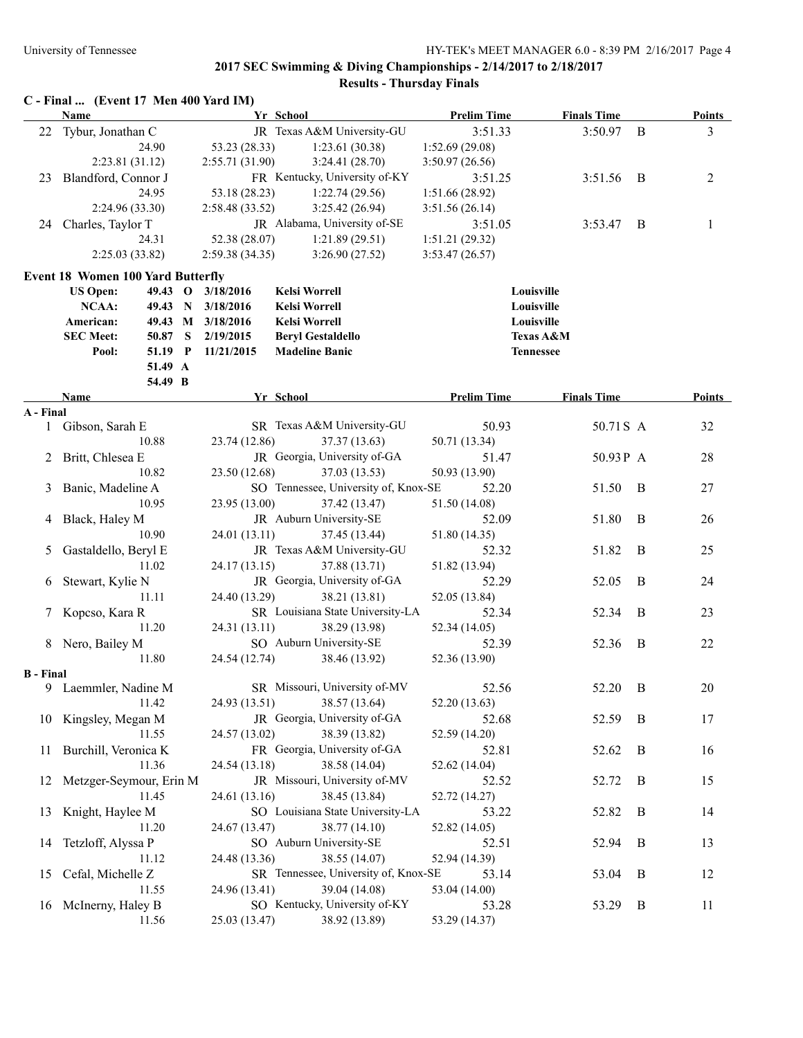## 2017 SEC Swimming & Diving Championships - 2/14/2017 to 2/18/2017

### Results - Thursday Finals

**C - Final ... (Event 17 Men 400 Yard IM)**

| | Name | Yr | School | Prelim Time | Finals Time | | Points |
|---|---|---|---|---|---|---|---|
| 22 | Tybur, Jonathan C | JR | Texas A&M University-GU | 3:51.33 | 3:50.97 | B | 3 |
| | 24.90 | 53.23 (28.33) | 1:23.61 (30.38) | 1:52.69 (29.08) | | | |
| | 2:23.81 (31.12) | 2:55.71 (31.90) | 3:24.41 (28.70) | 3:50.97 (26.56) | | | |
| 23 | Blandford, Connor J | FR | Kentucky, University of-KY | 3:51.25 | 3:51.56 | B | 2 |
| | 24.95 | 53.18 (28.23) | 1:22.74 (29.56) | 1:51.66 (28.92) | | | |
| | 2:24.96 (33.30) | 2:58.48 (33.52) | 3:25.42 (26.94) | 3:51.56 (26.14) | | | |
| 24 | Charles, Taylor T | JR | Alabama, University of-SE | 3:51.05 | 3:53.47 | B | 1 |
| | 24.31 | 52.38 (28.07) | 1:21.89 (29.51) | 1:51.21 (29.32) | | | |
| | 2:25.03 (33.82) | 2:59.38 (34.35) | 3:26.90 (27.52) | 3:53.47 (26.57) | | | |

**Event 18 Women 100 Yard Butterfly**

| | | | | | |
|---|---|---|---|---|---|
| US Open: | 49.43 | O | 3/18/2016 | Kelsi Worrell | Louisville |
| NCAA: | 49.43 | N | 3/18/2016 | Kelsi Worrell | Louisville |
| American: | 49.43 | M | 3/18/2016 | Kelsi Worrell | Louisville |
| SEC Meet: | 50.87 | S | 2/19/2015 | Beryl Gestaldello | Texas A&M |
| Pool: | 51.19 | P | 11/21/2015 | Madeline Banic | Tennessee |
| | 51.49 | A | | | |
| | 54.49 | B | | | |

| | Name | Yr | School | Prelim Time | Finals Time | | Points |
|---|---|---|---|---|---|---|---|
| **A - Final** | | | | | | | |
| 1 | Gibson, Sarah E | SR | Texas A&M University-GU | 50.93 | 50.71 | S A | 32 |
| | 10.88 | 23.74 (12.86) | 37.37 (13.63) | 50.71 (13.34) | | | |
| 2 | Britt, Chlesea E | JR | Georgia, University of-GA | 51.47 | 50.93 | P A | 28 |
| | 10.82 | 23.50 (12.68) | 37.03 (13.53) | 50.93 (13.90) | | | |
| 3 | Banic, Madeline A | SO | Tennessee, University of, Knox-SE | 52.20 | 51.50 | B | 27 |
| | 10.95 | 23.95 (13.00) | 37.42 (13.47) | 51.50 (14.08) | | | |
| 4 | Black, Haley M | JR | Auburn University-SE | 52.09 | 51.80 | B | 26 |
| | 10.90 | 24.01 (13.11) | 37.45 (13.44) | 51.80 (14.35) | | | |
| 5 | Gastaldello, Beryl E | JR | Texas A&M University-GU | 52.32 | 51.82 | B | 25 |
| | 11.02 | 24.17 (13.15) | 37.88 (13.71) | 51.82 (13.94) | | | |
| 6 | Stewart, Kylie N | JR | Georgia, University of-GA | 52.29 | 52.05 | B | 24 |
| | 11.11 | 24.40 (13.29) | 38.21 (13.81) | 52.05 (13.84) | | | |
| 7 | Kopcso, Kara R | SR | Louisiana State University-LA | 52.34 | 52.34 | B | 23 |
| | 11.20 | 24.31 (13.11) | 38.29 (13.98) | 52.34 (14.05) | | | |
| 8 | Nero, Bailey M | SO | Auburn University-SE | 52.39 | 52.36 | B | 22 |
| | 11.80 | 24.54 (12.74) | 38.46 (13.92) | 52.36 (13.90) | | | |
| **B - Final** | | | | | | | |
| 9 | Laemmler, Nadine M | SR | Missouri, University of-MV | 52.56 | 52.20 | B | 20 |
| | 11.42 | 24.93 (13.51) | 38.57 (13.64) | 52.20 (13.63) | | | |
| 10 | Kingsley, Megan M | JR | Georgia, University of-GA | 52.68 | 52.59 | B | 17 |
| | 11.55 | 24.57 (13.02) | 38.39 (13.82) | 52.59 (14.20) | | | |
| 11 | Burchill, Veronica K | FR | Georgia, University of-GA | 52.81 | 52.62 | B | 16 |
| | 11.36 | 24.54 (13.18) | 38.58 (14.04) | 52.62 (14.04) | | | |
| 12 | Metzger-Seymour, Erin M | JR | Missouri, University of-MV | 52.52 | 52.72 | B | 15 |
| | 11.45 | 24.61 (13.16) | 38.45 (13.84) | 52.72 (14.27) | | | |
| 13 | Knight, Haylee M | SO | Louisiana State University-LA | 53.22 | 52.82 | B | 14 |
| | 11.20 | 24.67 (13.47) | 38.77 (14.10) | 52.82 (14.05) | | | |
| 14 | Tetzloff, Alyssa P | SO | Auburn University-SE | 52.51 | 52.94 | B | 13 |
| | 11.12 | 24.48 (13.36) | 38.55 (14.07) | 52.94 (14.39) | | | |
| 15 | Cefal, Michelle Z | SR | Tennessee, University of, Knox-SE | 53.14 | 53.04 | B | 12 |
| | 11.55 | 24.96 (13.41) | 39.04 (14.08) | 53.04 (14.00) | | | |
| 16 | McInerny, Haley B | SO | Kentucky, University of-KY | 53.28 | 53.29 | B | 11 |
| | 11.56 | 25.03 (13.47) | 38.92 (13.89) | 53.29 (14.37) | | | |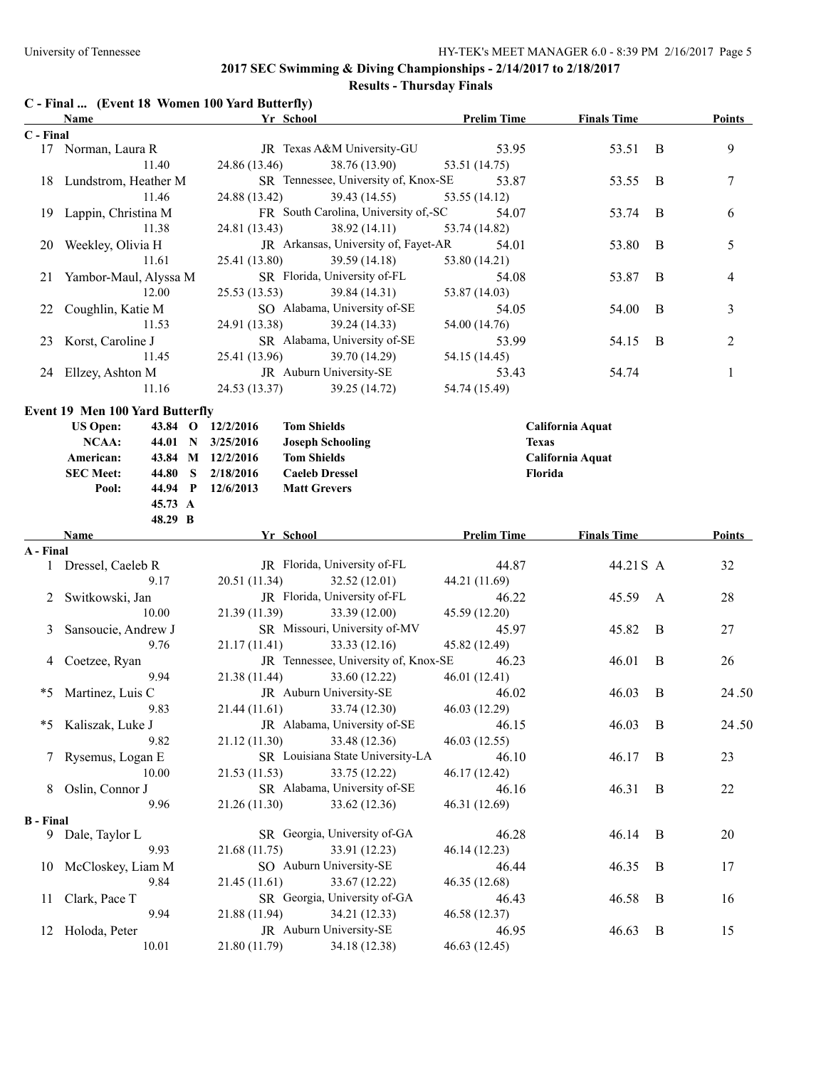## 2017 SEC Swimming & Diving Championships - 2/14/2017 to 2/18/2017

### Results - Thursday Finals

**C - Final ... (Event 18 Women 100 Yard Butterfly)**

| | Name | Yr | School | Prelim Time | Finals Time | | Points |
|---|---|---|---|---|---|---|---|
| **C - Final** | | | | | | | |
| 17 | Norman, Laura R | JR | Texas A&M University-GU | 53.95 | 53.51 | B | 9 |
| | 11.40 | 24.86 (13.46) | 38.76 (13.90) | 53.51 (14.75) | | | |
| 18 | Lundstrom, Heather M | SR | Tennessee, University of, Knox-SE | 53.87 | 53.55 | B | 7 |
| | 11.46 | 24.88 (13.42) | 39.43 (14.55) | 53.55 (14.12) | | | |
| 19 | Lappin, Christina M | FR | South Carolina, University of,-SC | 54.07 | 53.74 | B | 6 |
| | 11.38 | 24.81 (13.43) | 38.92 (14.11) | 53.74 (14.82) | | | |
| 20 | Weekley, Olivia H | JR | Arkansas, University of, Fayet-AR | 54.01 | 53.80 | B | 5 |
| | 11.61 | 25.41 (13.80) | 39.59 (14.18) | 53.80 (14.21) | | | |
| 21 | Yambor-Maul, Alyssa M | SR | Florida, University of-FL | 54.08 | 53.87 | B | 4 |
| | 12.00 | 25.53 (13.53) | 39.84 (14.31) | 53.87 (14.03) | | | |
| 22 | Coughlin, Katie M | SO | Alabama, University of-SE | 54.05 | 54.00 | B | 3 |
| | 11.53 | 24.91 (13.38) | 39.24 (14.33) | 54.00 (14.76) | | | |
| 23 | Korst, Caroline J | SR | Alabama, University of-SE | 53.99 | 54.15 | B | 2 |
| | 11.45 | 25.41 (13.96) | 39.70 (14.29) | 54.15 (14.45) | | | |
| 24 | Ellzey, Ashton M | JR | Auburn University-SE | 53.43 | 54.74 | | 1 |
| | 11.16 | 24.53 (13.37) | 39.25 (14.72) | 54.74 (15.49) | | | |

**Event 19 Men 100 Yard Butterfly**

| | | | | | |
|---|---|---|---|---|---|
| **US Open:** | 43.84 | O | 12/2/2016 | Tom Shields | California Aquat |
| **NCAA:** | 44.01 | N | 3/25/2016 | Joseph Schooling | Texas |
| **American:** | 43.84 | M | 12/2/2016 | Tom Shields | California Aquat |
| **SEC Meet:** | 44.80 | S | 2/18/2016 | Caeleb Dressel | Florida |
| **Pool:** | 44.94 | P | 12/6/2013 | Matt Grevers | |
| | 45.73 | A | | | |
| | 48.29 | B | | | |

| | Name | Yr | School | Prelim Time | Finals Time | | Points |
|---|---|---|---|---|---|---|---|
| **A - Final** | | | | | | | |
| 1 | Dressel, Caeleb R | JR | Florida, University of-FL | 44.87 | 44.21 | S A | 32 |
| | 9.17 | 20.51 (11.34) | 32.52 (12.01) | 44.21 (11.69) | | | |
| 2 | Switkowski, Jan | JR | Florida, University of-FL | 46.22 | 45.59 | A | 28 |
| | 10.00 | 21.39 (11.39) | 33.39 (12.00) | 45.59 (12.20) | | | |
| 3 | Sansoucie, Andrew J | SR | Missouri, University of-MV | 45.97 | 45.82 | B | 27 |
| | 9.76 | 21.17 (11.41) | 33.33 (12.16) | 45.82 (12.49) | | | |
| 4 | Coetzee, Ryan | JR | Tennessee, University of, Knox-SE | 46.23 | 46.01 | B | 26 |
| | 9.94 | 21.38 (11.44) | 33.60 (12.22) | 46.01 (12.41) | | | |
| *5 | Martinez, Luis C | JR | Auburn University-SE | 46.02 | 46.03 | B | 24.50 |
| | 9.83 | 21.44 (11.61) | 33.74 (12.30) | 46.03 (12.29) | | | |
| *5 | Kaliszak, Luke J | JR | Alabama, University of-SE | 46.15 | 46.03 | B | 24.50 |
| | 9.82 | 21.12 (11.30) | 33.48 (12.36) | 46.03 (12.55) | | | |
| 7 | Rysemus, Logan E | SR | Louisiana State University-LA | 46.10 | 46.17 | B | 23 |
| | 10.00 | 21.53 (11.53) | 33.75 (12.22) | 46.17 (12.42) | | | |
| 8 | Oslin, Connor J | SR | Alabama, University of-SE | 46.16 | 46.31 | B | 22 |
| | 9.96 | 21.26 (11.30) | 33.62 (12.36) | 46.31 (12.69) | | | |
| **B - Final** | | | | | | | |
| 9 | Dale, Taylor L | SR | Georgia, University of-GA | 46.28 | 46.14 | B | 20 |
| | 9.93 | 21.68 (11.75) | 33.91 (12.23) | 46.14 (12.23) | | | |
| 10 | McCloskey, Liam M | SO | Auburn University-SE | 46.44 | 46.35 | B | 17 |
| | 9.84 | 21.45 (11.61) | 33.67 (12.22) | 46.35 (12.68) | | | |
| 11 | Clark, Pace T | SR | Georgia, University of-GA | 46.43 | 46.58 | B | 16 |
| | 9.94 | 21.88 (11.94) | 34.21 (12.33) | 46.58 (12.37) | | | |
| 12 | Holoda, Peter | JR | Auburn University-SE | 46.95 | 46.63 | B | 15 |
| | 10.01 | 21.80 (11.79) | 34.18 (12.38) | 46.63 (12.45) | | | |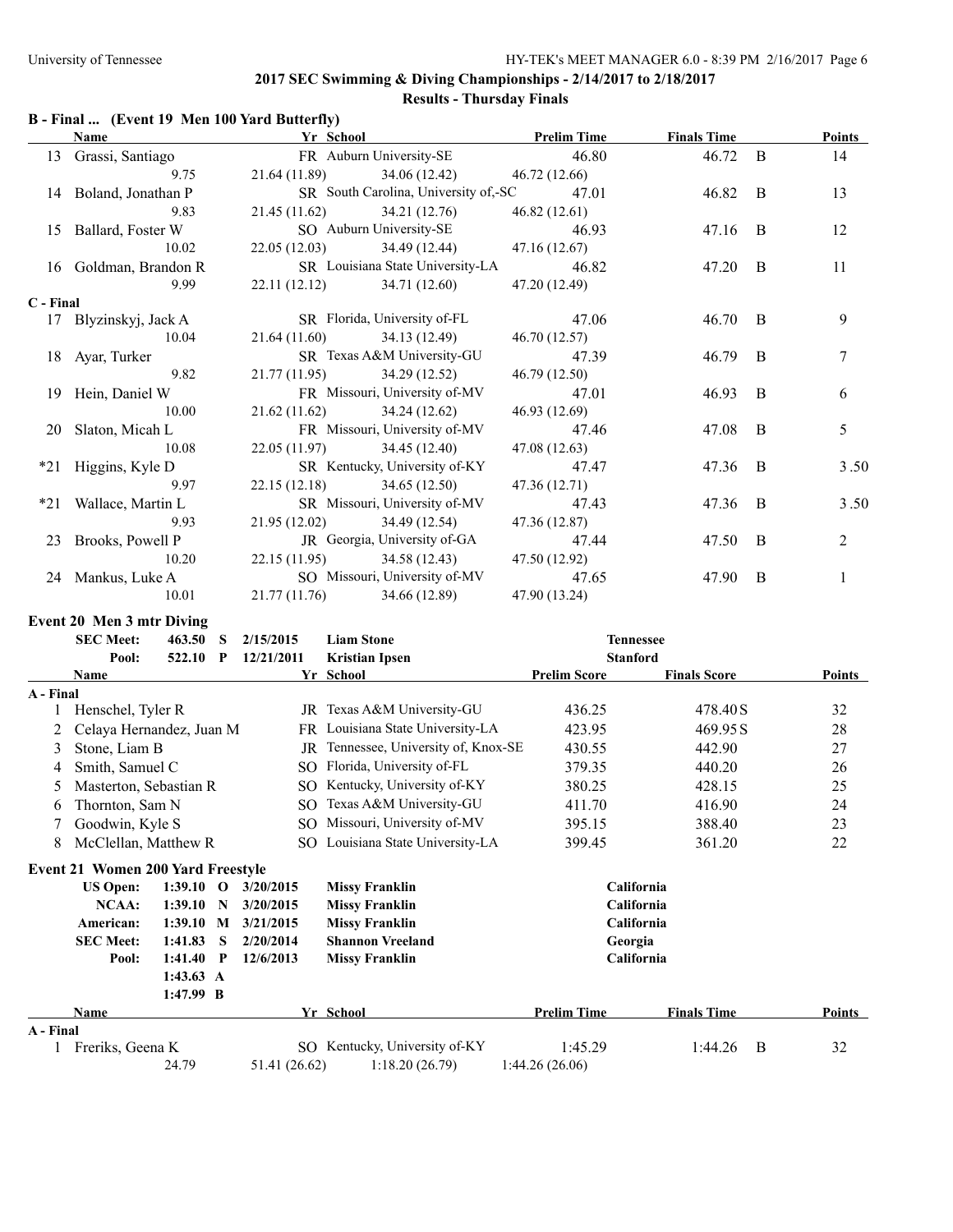## 2017 SEC Swimming & Diving Championships - 2/14/2017 to 2/18/2017

### Results - Thursday Finals

### B - Final ... (Event 19 Men 100 Yard Butterfly)

| | Name | Yr | School | Prelim Time | Finals Time | | Points |
|---|---|---|---|---|---|---|---|
| 13 | Grassi, Santiago | FR | Auburn University-SE | 46.80 | 46.72 | B | 14 |
| | 9.75 | 21.64 (11.89) | 34.06 (12.42) | 46.72 (12.66) | | | |
| 14 | Boland, Jonathan P | SR | South Carolina, University of,-SC | 47.01 | 46.82 | B | 13 |
| | 9.83 | 21.45 (11.62) | 34.21 (12.76) | 46.82 (12.61) | | | |
| 15 | Ballard, Foster W | SO | Auburn University-SE | 46.93 | 47.16 | B | 12 |
| | 10.02 | 22.05 (12.03) | 34.49 (12.44) | 47.16 (12.67) | | | |
| 16 | Goldman, Brandon R | SR | Louisiana State University-LA | 46.82 | 47.20 | B | 11 |
| | 9.99 | 22.11 (12.12) | 34.71 (12.60) | 47.20 (12.49) | | | |
| **C - Final** | | | | | | | |
| 17 | Blyzinskyj, Jack A | SR | Florida, University of-FL | 47.06 | 46.70 | B | 9 |
| | 10.04 | 21.64 (11.60) | 34.13 (12.49) | 46.70 (12.57) | | | |
| 18 | Ayar, Turker | SR | Texas A&M University-GU | 47.39 | 46.79 | B | 7 |
| | 9.82 | 21.77 (11.95) | 34.29 (12.52) | 46.79 (12.50) | | | |
| 19 | Hein, Daniel W | FR | Missouri, University of-MV | 47.01 | 46.93 | B | 6 |
| | 10.00 | 21.62 (11.62) | 34.24 (12.62) | 46.93 (12.69) | | | |
| 20 | Slaton, Micah L | FR | Missouri, University of-MV | 47.46 | 47.08 | B | 5 |
| | 10.08 | 22.05 (11.97) | 34.45 (12.40) | 47.08 (12.63) | | | |
| *21 | Higgins, Kyle D | SR | Kentucky, University of-KY | 47.47 | 47.36 | B | 3.50 |
| | 9.97 | 22.15 (12.18) | 34.65 (12.50) | 47.36 (12.71) | | | |
| *21 | Wallace, Martin L | SR | Missouri, University of-MV | 47.43 | 47.36 | B | 3.50 |
| | 9.93 | 21.95 (12.02) | 34.49 (12.54) | 47.36 (12.87) | | | |
| 23 | Brooks, Powell P | JR | Georgia, University of-GA | 47.44 | 47.50 | B | 2 |
| | 10.20 | 22.15 (11.95) | 34.58 (12.43) | 47.50 (12.92) | | | |
| 24 | Mankus, Luke A | SO | Missouri, University of-MV | 47.65 | 47.90 | B | 1 |
| | 10.01 | 21.77 (11.76) | 34.66 (12.89) | 47.90 (13.24) | | | |

### Event 20 Men 3 mtr Diving

| | | | | | |
|---|---|---|---|---|---|
| SEC Meet: | 463.50 | S | 2/15/2015 | Liam Stone | Tennessee |
| Pool: | 522.10 | P | 12/21/2011 | Kristian Ipsen | Stanford |

| | Name | Yr | School | Prelim Score | Finals Score | Points |
|---|---|---|---|---|---|---|
| **A - Final** | | | | | | |
| 1 | Henschel, Tyler R | JR | Texas A&M University-GU | 436.25 | 478.40S | 32 |
| 2 | Celaya Hernandez, Juan M | FR | Louisiana State University-LA | 423.95 | 469.95S | 28 |
| 3 | Stone, Liam B | JR | Tennessee, University of, Knox-SE | 430.55 | 442.90 | 27 |
| 4 | Smith, Samuel C | SO | Florida, University of-FL | 379.35 | 440.20 | 26 |
| 5 | Masterton, Sebastian R | SO | Kentucky, University of-KY | 380.25 | 428.15 | 25 |
| 6 | Thornton, Sam N | SO | Texas A&M University-GU | 411.70 | 416.90 | 24 |
| 7 | Goodwin, Kyle S | SO | Missouri, University of-MV | 395.15 | 388.40 | 23 |
| 8 | McClellan, Matthew R | SO | Louisiana State University-LA | 399.45 | 361.20 | 22 |

### Event 21 Women 200 Yard Freestyle

| | | | | | |
|---|---|---|---|---|---|
| US Open: | 1:39.10 | O | 3/20/2015 | Missy Franklin | California |
| NCAA: | 1:39.10 | N | 3/20/2015 | Missy Franklin | California |
| American: | 1:39.10 | M | 3/21/2015 | Missy Franklin | California |
| SEC Meet: | 1:41.83 | S | 2/20/2014 | Shannon Vreeland | Georgia |
| Pool: | 1:41.40 | P | 12/6/2013 | Missy Franklin | California |
| | 1:43.63 | A | | | |
| | 1:47.99 | B | | | |

| | Name | Yr | School | Prelim Time | Finals Time | | Points |
|---|---|---|---|---|---|---|---|
| **A - Final** | | | | | | | |
| 1 | Freriks, Geena K | SO | Kentucky, University of-KY | 1:45.29 | 1:44.26 | B | 32 |
| | 24.79 | 51.41 (26.62) | 1:18.20 (26.79) | 1:44.26 (26.06) | | | |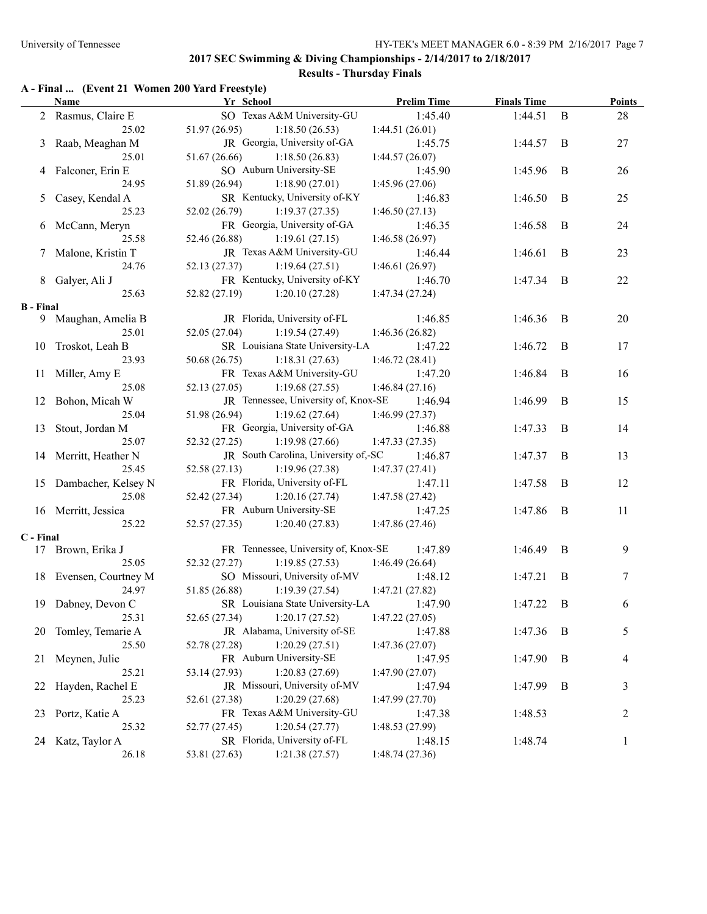## 2017 SEC Swimming & Diving Championships - 2/14/2017 to 2/18/2017

### Results - Thursday Finals

**A - Final ... (Event 21 Women 200 Yard Freestyle)**

| | Name | Yr | School | Prelim Time | Finals Time | | Points |
|---|---|---|---|---|---|---|---|
| 2 | Rasmus, Claire E | SO | Texas A&M University-GU | 1:45.40 | 1:44.51 | B | 28 |
| | 25.02 | 51.97 (26.95) | 1:18.50 (26.53) | 1:44.51 (26.01) | | | |
| 3 | Raab, Meaghan M | JR | Georgia, University of-GA | 1:45.75 | 1:44.57 | B | 27 |
| | 25.01 | 51.67 (26.66) | 1:18.50 (26.83) | 1:44.57 (26.07) | | | |
| 4 | Falconer, Erin E | SO | Auburn University-SE | 1:45.90 | 1:45.96 | B | 26 |
| | 24.95 | 51.89 (26.94) | 1:18.90 (27.01) | 1:45.96 (27.06) | | | |
| 5 | Casey, Kendal A | SR | Kentucky, University of-KY | 1:46.83 | 1:46.50 | B | 25 |
| | 25.23 | 52.02 (26.79) | 1:19.37 (27.35) | 1:46.50 (27.13) | | | |
| 6 | McCann, Meryn | FR | Georgia, University of-GA | 1:46.35 | 1:46.58 | B | 24 |
| | 25.58 | 52.46 (26.88) | 1:19.61 (27.15) | 1:46.58 (26.97) | | | |
| 7 | Malone, Kristin T | JR | Texas A&M University-GU | 1:46.44 | 1:46.61 | B | 23 |
| | 24.76 | 52.13 (27.37) | 1:19.64 (27.51) | 1:46.61 (26.97) | | | |
| 8 | Galyer, Ali J | FR | Kentucky, University of-KY | 1:46.70 | 1:47.34 | B | 22 |
| | 25.63 | 52.82 (27.19) | 1:20.10 (27.28) | 1:47.34 (27.24) | | | |
| **B - Final** | | | | | | | |
| 9 | Maughan, Amelia B | JR | Florida, University of-FL | 1:46.85 | 1:46.36 | B | 20 |
| | 25.01 | 52.05 (27.04) | 1:19.54 (27.49) | 1:46.36 (26.82) | | | |
| 10 | Troskot, Leah B | SR | Louisiana State University-LA | 1:47.22 | 1:46.72 | B | 17 |
| | 23.93 | 50.68 (26.75) | 1:18.31 (27.63) | 1:46.72 (28.41) | | | |
| 11 | Miller, Amy E | FR | Texas A&M University-GU | 1:47.20 | 1:46.84 | B | 16 |
| | 25.08 | 52.13 (27.05) | 1:19.68 (27.55) | 1:46.84 (27.16) | | | |
| 12 | Bohon, Micah W | JR | Tennessee, University of, Knox-SE | 1:46.94 | 1:46.99 | B | 15 |
| | 25.04 | 51.98 (26.94) | 1:19.62 (27.64) | 1:46.99 (27.37) | | | |
| 13 | Stout, Jordan M | FR | Georgia, University of-GA | 1:46.88 | 1:47.33 | B | 14 |
| | 25.07 | 52.32 (27.25) | 1:19.98 (27.66) | 1:47.33 (27.35) | | | |
| 14 | Merritt, Heather N | JR | South Carolina, University of,-SC | 1:46.87 | 1:47.37 | B | 13 |
| | 25.45 | 52.58 (27.13) | 1:19.96 (27.38) | 1:47.37 (27.41) | | | |
| 15 | Dambacher, Kelsey N | FR | Florida, University of-FL | 1:47.11 | 1:47.58 | B | 12 |
| | 25.08 | 52.42 (27.34) | 1:20.16 (27.74) | 1:47.58 (27.42) | | | |
| 16 | Merritt, Jessica | FR | Auburn University-SE | 1:47.25 | 1:47.86 | B | 11 |
| | 25.22 | 52.57 (27.35) | 1:20.40 (27.83) | 1:47.86 (27.46) | | | |
| **C - Final** | | | | | | | |
| 17 | Brown, Erika J | FR | Tennessee, University of, Knox-SE | 1:47.89 | 1:46.49 | B | 9 |
| | 25.05 | 52.32 (27.27) | 1:19.85 (27.53) | 1:46.49 (26.64) | | | |
| 18 | Evensen, Courtney M | SO | Missouri, University of-MV | 1:48.12 | 1:47.21 | B | 7 |
| | 24.97 | 51.85 (26.88) | 1:19.39 (27.54) | 1:47.21 (27.82) | | | |
| 19 | Dabney, Devon C | SR | Louisiana State University-LA | 1:47.90 | 1:47.22 | B | 6 |
| | 25.31 | 52.65 (27.34) | 1:20.17 (27.52) | 1:47.22 (27.05) | | | |
| 20 | Tomley, Temarie A | JR | Alabama, University of-SE | 1:47.88 | 1:47.36 | B | 5 |
| | 25.50 | 52.78 (27.28) | 1:20.29 (27.51) | 1:47.36 (27.07) | | | |
| 21 | Meynen, Julie | FR | Auburn University-SE | 1:47.95 | 1:47.90 | B | 4 |
| | 25.21 | 53.14 (27.93) | 1:20.83 (27.69) | 1:47.90 (27.07) | | | |
| 22 | Hayden, Rachel E | JR | Missouri, University of-MV | 1:47.94 | 1:47.99 | B | 3 |
| | 25.23 | 52.61 (27.38) | 1:20.29 (27.68) | 1:47.99 (27.70) | | | |
| 23 | Portz, Katie A | FR | Texas A&M University-GU | 1:47.38 | 1:48.53 | | 2 |
| | 25.32 | 52.77 (27.45) | 1:20.54 (27.77) | 1:48.53 (27.99) | | | |
| 24 | Katz, Taylor A | SR | Florida, University of-FL | 1:48.15 | 1:48.74 | | 1 |
| | 26.18 | 53.81 (27.63) | 1:21.38 (27.57) | 1:48.74 (27.36) | | | |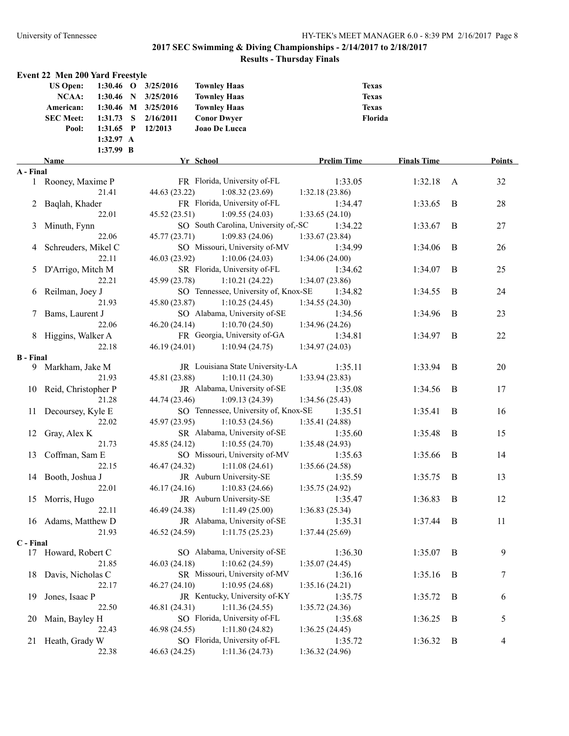## 2017 SEC Swimming & Diving Championships - 2/14/2017 to 2/18/2017

### Results - Thursday Finals

#### Event 22 Men 200 Yard Freestyle

| | | | | |
|---|---|---|---|---|
| US Open: | 1:30.46 O | 3/25/2016 | Townley Haas | Texas |
| NCAA: | 1:30.46 N | 3/25/2016 | Townley Haas | Texas |
| American: | 1:30.46 M | 3/25/2016 | Townley Haas | Texas |
| SEC Meet: | 1:31.73 S | 2/16/2011 | Conor Dwyer | Florida |
| Pool: | 1:31.65 P | 12/2013 | Joao De Lucca | |
| | 1:32.97 A | | | |
| | 1:37.99 B | | | |

| | Name | Yr | School | Prelim Time | Finals Time | | Points |
|---|---|---|---|---|---|---|---|
| **A - Final** | | | | | | | |
| 1 | Rooney, Maxime P | FR | Florida, University of-FL | 1:33.05 | 1:32.18 | A | 32 |
| | 21.41 | 44.63 (23.22) | 1:08.32 (23.69) | 1:32.18 (23.86) | | | |
| 2 | Baqlah, Khader | FR | Florida, University of-FL | 1:34.47 | 1:33.65 | B | 28 |
| | 22.01 | 45.52 (23.51) | 1:09.55 (24.03) | 1:33.65 (24.10) | | | |
| 3 | Minuth, Fynn | SO | South Carolina, University of,-SC | 1:34.22 | 1:33.67 | B | 27 |
| | 22.06 | 45.77 (23.71) | 1:09.83 (24.06) | 1:33.67 (23.84) | | | |
| 4 | Schreuders, Mikel C | SO | Missouri, University of-MV | 1:34.99 | 1:34.06 | B | 26 |
| | 22.11 | 46.03 (23.92) | 1:10.06 (24.03) | 1:34.06 (24.00) | | | |
| 5 | D'Arrigo, Mitch M | SR | Florida, University of-FL | 1:34.62 | 1:34.07 | B | 25 |
| | 22.21 | 45.99 (23.78) | 1:10.21 (24.22) | 1:34.07 (23.86) | | | |
| 6 | Reilman, Joey J | SO | Tennessee, University of, Knox-SE | 1:34.82 | 1:34.55 | B | 24 |
| | 21.93 | 45.80 (23.87) | 1:10.25 (24.45) | 1:34.55 (24.30) | | | |
| 7 | Bams, Laurent J | SO | Alabama, University of-SE | 1:34.56 | 1:34.96 | B | 23 |
| | 22.06 | 46.20 (24.14) | 1:10.70 (24.50) | 1:34.96 (24.26) | | | |
| 8 | Higgins, Walker A | FR | Georgia, University of-GA | 1:34.81 | 1:34.97 | B | 22 |
| | 22.18 | 46.19 (24.01) | 1:10.94 (24.75) | 1:34.97 (24.03) | | | |
| **B - Final** | | | | | | | |
| 9 | Markham, Jake M | JR | Louisiana State University-LA | 1:35.11 | 1:33.94 | B | 20 |
| | 21.93 | 45.81 (23.88) | 1:10.11 (24.30) | 1:33.94 (23.83) | | | |
| 10 | Reid, Christopher P | JR | Alabama, University of-SE | 1:35.08 | 1:34.56 | B | 17 |
| | 21.28 | 44.74 (23.46) | 1:09.13 (24.39) | 1:34.56 (25.43) | | | |
| 11 | Decoursey, Kyle E | SO | Tennessee, University of, Knox-SE | 1:35.51 | 1:35.41 | B | 16 |
| | 22.02 | 45.97 (23.95) | 1:10.53 (24.56) | 1:35.41 (24.88) | | | |
| 12 | Gray, Alex K | SR | Alabama, University of-SE | 1:35.60 | 1:35.48 | B | 15 |
| | 21.73 | 45.85 (24.12) | 1:10.55 (24.70) | 1:35.48 (24.93) | | | |
| 13 | Coffman, Sam E | SO | Missouri, University of-MV | 1:35.63 | 1:35.66 | B | 14 |
| | 22.15 | 46.47 (24.32) | 1:11.08 (24.61) | 1:35.66 (24.58) | | | |
| 14 | Booth, Joshua J | JR | Auburn University-SE | 1:35.59 | 1:35.75 | B | 13 |
| | 22.01 | 46.17 (24.16) | 1:10.83 (24.66) | 1:35.75 (24.92) | | | |
| 15 | Morris, Hugo | JR | Auburn University-SE | 1:35.47 | 1:36.83 | B | 12 |
| | 22.11 | 46.49 (24.38) | 1:11.49 (25.00) | 1:36.83 (25.34) | | | |
| 16 | Adams, Matthew D | JR | Alabama, University of-SE | 1:35.31 | 1:37.44 | B | 11 |
| | 21.93 | 46.52 (24.59) | 1:11.75 (25.23) | 1:37.44 (25.69) | | | |
| **C - Final** | | | | | | | |
| 17 | Howard, Robert C | SO | Alabama, University of-SE | 1:36.30 | 1:35.07 | B | 9 |
| | 21.85 | 46.03 (24.18) | 1:10.62 (24.59) | 1:35.07 (24.45) | | | |
| 18 | Davis, Nicholas C | SR | Missouri, University of-MV | 1:36.16 | 1:35.16 | B | 7 |
| | 22.17 | 46.27 (24.10) | 1:10.95 (24.68) | 1:35.16 (24.21) | | | |
| 19 | Jones, Isaac P | JR | Kentucky, University of-KY | 1:35.75 | 1:35.72 | B | 6 |
| | 22.50 | 46.81 (24.31) | 1:11.36 (24.55) | 1:35.72 (24.36) | | | |
| 20 | Main, Bayley H | SO | Florida, University of-FL | 1:35.68 | 1:36.25 | B | 5 |
| | 22.43 | 46.98 (24.55) | 1:11.80 (24.82) | 1:36.25 (24.45) | | | |
| 21 | Heath, Grady W | SO | Florida, University of-FL | 1:35.72 | 1:36.32 | B | 4 |
| | 22.38 | 46.63 (24.25) | 1:11.36 (24.73) | 1:36.32 (24.96) | | | |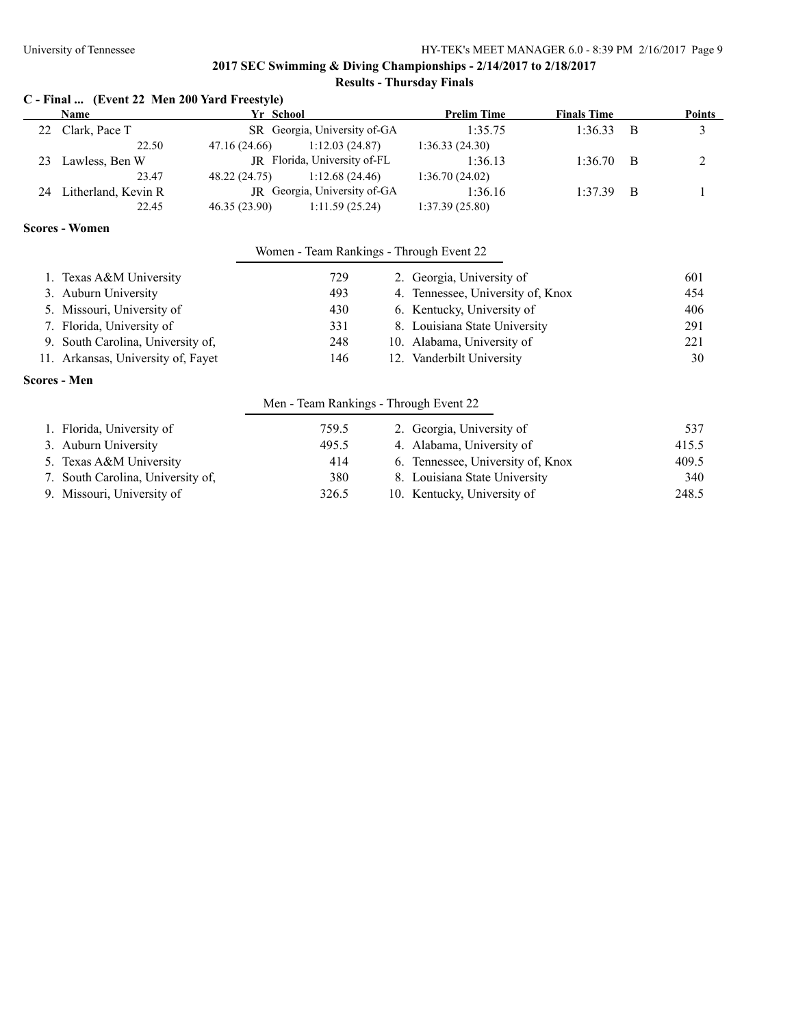## 2017 SEC Swimming & Diving Championships - 2/14/2017 to 2/18/2017

### Results - Thursday Finals

**C - Final ... (Event 22 Men 200 Yard Freestyle)**

| | Name | Yr | School | Prelim Time | Finals Time | | Points |
|---|---|---|---|---|---|---|---|
| 22 | Clark, Pace T | SR | Georgia, University of-GA | 1:35.75 | 1:36.33 | B | 3 |
| | 22.50 | 47.16 (24.66) | 1:12.03 (24.87) | 1:36.33 (24.30) | | | |
| 23 | Lawless, Ben W | JR | Florida, University of-FL | 1:36.13 | 1:36.70 | B | 2 |
| | 23.47 | 48.22 (24.75) | 1:12.68 (24.46) | 1:36.70 (24.02) | | | |
| 24 | Litherland, Kevin R | JR | Georgia, University of-GA | 1:36.16 | 1:37.39 | B | 1 |
| | 22.45 | 46.35 (23.90) | 1:11.59 (25.24) | 1:37.39 (25.80) | | | |

**Scores - Women**

Women - Team Rankings - Through Event 22

| | | | |
|---|---|---|---|
| 1. Texas A&M University | 729 | 2. Georgia, University of | 601 |
| 3. Auburn University | 493 | 4. Tennessee, University of, Knox | 454 |
| 5. Missouri, University of | 430 | 6. Kentucky, University of | 406 |
| 7. Florida, University of | 331 | 8. Louisiana State University | 291 |
| 9. South Carolina, University of, | 248 | 10. Alabama, University of | 221 |
| 11. Arkansas, University of, Fayet | 146 | 12. Vanderbilt University | 30 |

**Scores - Men**

Men - Team Rankings - Through Event 22

| | | | |
|---|---|---|---|
| 1. Florida, University of | 759.5 | 2. Georgia, University of | 537 |
| 3. Auburn University | 495.5 | 4. Alabama, University of | 415.5 |
| 5. Texas A&M University | 414 | 6. Tennessee, University of, Knox | 409.5 |
| 7. South Carolina, University of, | 380 | 8. Louisiana State University | 340 |
| 9. Missouri, University of | 326.5 | 10. Kentucky, University of | 248.5 |